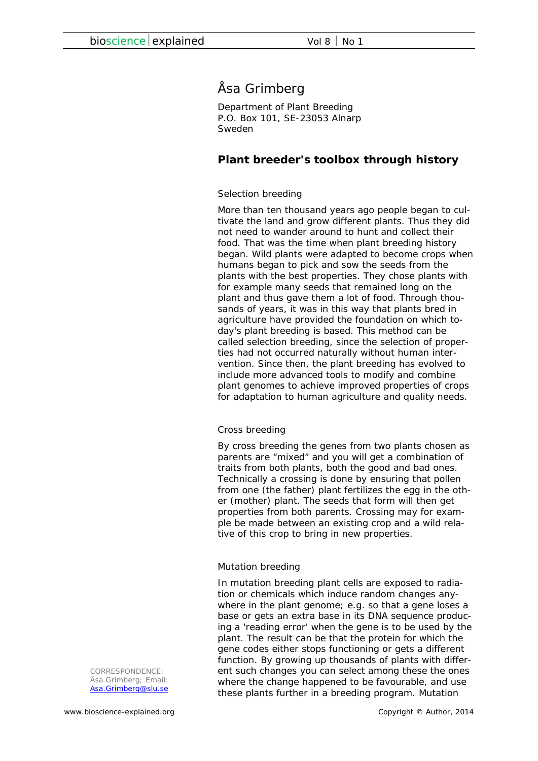Åsa Grimberg

Department of Plant Breeding
P.O. Box 101, SE-23053 Alnarp
Sweden

# Plant breeder's toolbox through history

## Selection breeding

More than ten thousand years ago people began to cultivate the land and grow different plants. Thus they did not need to wander around to hunt and collect their food. That was the time when plant breeding history began. Wild plants were adapted to become crops when humans began to pick and sow the seeds from the plants with the best properties. They chose plants with for example many seeds that remained long on the plant and thus gave them a lot of food. Through thousands of years, it was in this way that plants bred in agriculture have provided the foundation on which today's plant breeding is based. This method can be called selection breeding, since the selection of properties had not occurred naturally without human intervention. Since then, the plant breeding has evolved to include more advanced tools to modify and combine plant genomes to achieve improved properties of crops for adaptation to human agriculture and quality needs.

## Cross breeding

By cross breeding the genes from two plants chosen as parents are "mixed" and you will get a combination of traits from both plants, both the good and bad ones. Technically a crossing is done by ensuring that pollen from one (the father) plant fertilizes the egg in the other (mother) plant. The seeds that form will then get properties from both parents. Crossing may for example be made between an existing crop and a wild relative of this crop to bring in new properties.

## Mutation breeding

In mutation breeding plant cells are exposed to radiation or chemicals which induce random changes anywhere in the plant genome; e.g. so that a gene loses a base or gets an extra base in its DNA sequence producing a 'reading error' when the gene is to be used by the plant. The result can be that the protein for which the gene codes either stops functioning or gets a different function. By growing up thousands of plants with different such changes you can select among these the ones where the change happened to be favourable, and use these plants further in a breeding program. Mutation

CORRESPONDENCE:
Åsa Grimberg; Email: Asa.Grimberg@slu.se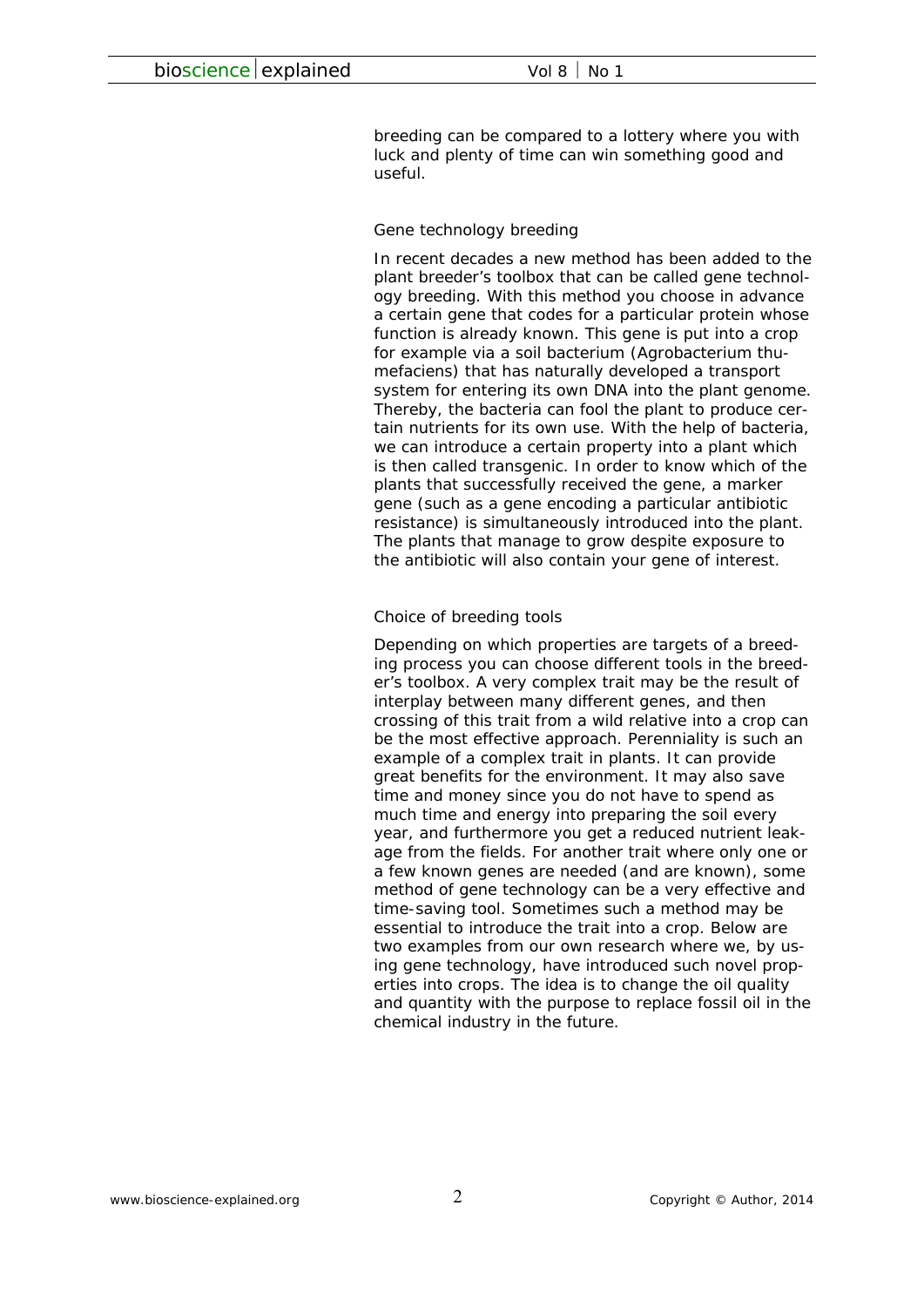breeding can be compared to a lottery where you with luck and plenty of time can win something good and useful.

## Gene technology breeding

In recent decades a new method has been added to the plant breeder's toolbox that can be called gene technology breeding. With this method you choose in advance a certain gene that codes for a particular protein whose function is already known. This gene is put into a crop for example via a soil bacterium (Agrobacterium thumefaciens) that has naturally developed a transport system for entering its own DNA into the plant genome. Thereby, the bacteria can fool the plant to produce certain nutrients for its own use. With the help of bacteria, we can introduce a certain property into a plant which is then called transgenic. In order to know which of the plants that successfully received the gene, a marker gene (such as a gene encoding a particular antibiotic resistance) is simultaneously introduced into the plant. The plants that manage to grow despite exposure to the antibiotic will also contain your gene of interest.

## Choice of breeding tools

Depending on which properties are targets of a breeding process you can choose different tools in the breeder's toolbox. A very complex trait may be the result of interplay between many different genes, and then crossing of this trait from a wild relative into a crop can be the most effective approach. Perenniality is such an example of a complex trait in plants. It can provide great benefits for the environment. It may also save time and money since you do not have to spend as much time and energy into preparing the soil every year, and furthermore you get a reduced nutrient leakage from the fields. For another trait where only one or a few known genes are needed (and are known), some method of gene technology can be a very effective and time-saving tool. Sometimes such a method may be essential to introduce the trait into a crop. Below are two examples from our own research where we, by using gene technology, have introduced such novel properties into crops. The idea is to change the oil quality and quantity with the purpose to replace fossil oil in the chemical industry in the future.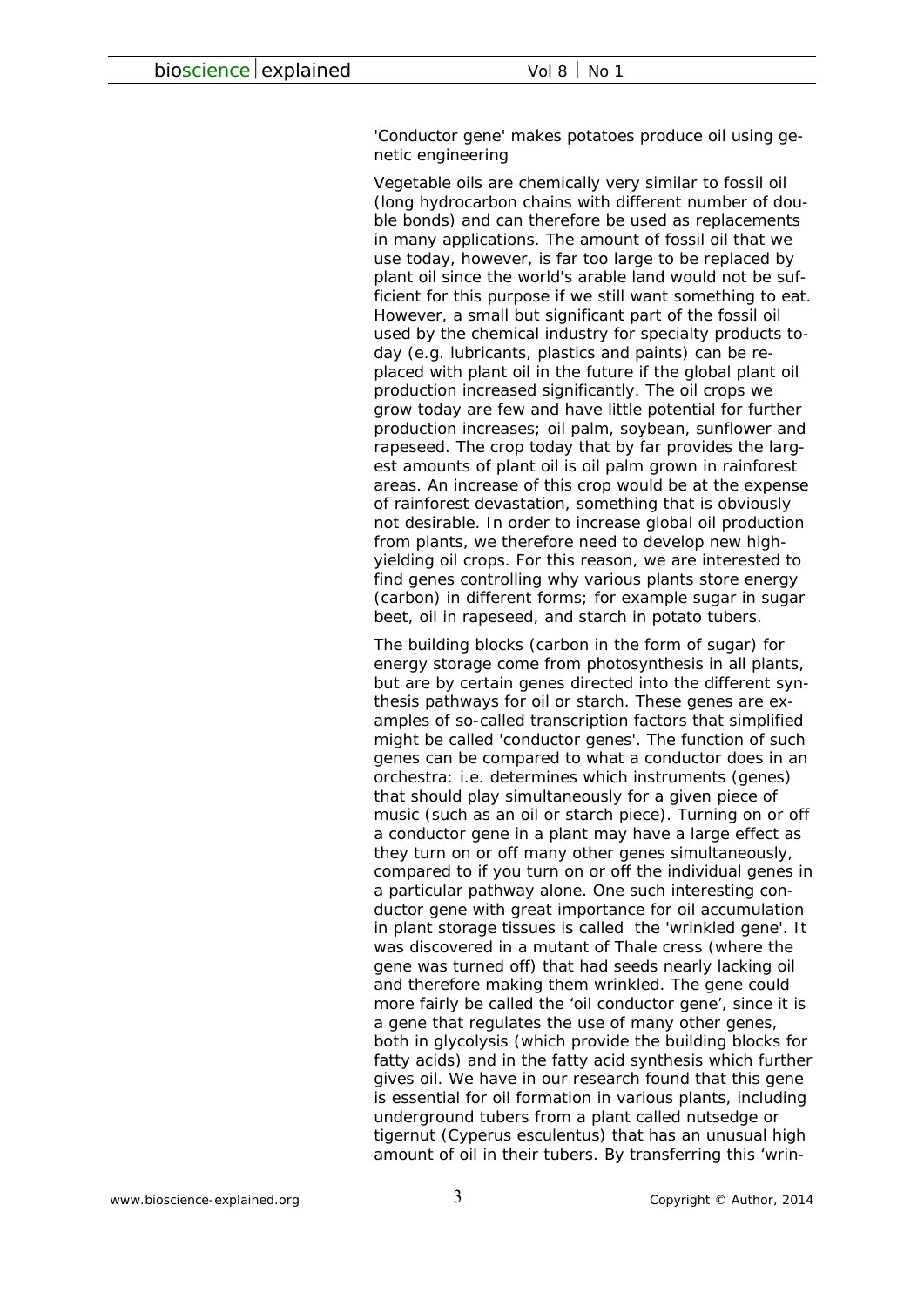'Conductor gene' makes potatoes produce oil using genetic engineering

Vegetable oils are chemically very similar to fossil oil (long hydrocarbon chains with different number of double bonds) and can therefore be used as replacements in many applications. The amount of fossil oil that we use today, however, is far too large to be replaced by plant oil since the world's arable land would not be sufficient for this purpose if we still want something to eat. However, a small but significant part of the fossil oil used by the chemical industry for specialty products today (e.g. lubricants, plastics and paints) can be replaced with plant oil in the future if the global plant oil production increased significantly. The oil crops we grow today are few and have little potential for further production increases; oil palm, soybean, sunflower and rapeseed. The crop today that by far provides the largest amounts of plant oil is oil palm grown in rainforest areas. An increase of this crop would be at the expense of rainforest devastation, something that is obviously not desirable. In order to increase global oil production from plants, we therefore need to develop new high-yielding oil crops. For this reason, we are interested to find genes controlling why various plants store energy (carbon) in different forms; for example sugar in sugar beet, oil in rapeseed, and starch in potato tubers.

The building blocks (carbon in the form of sugar) for energy storage come from photosynthesis in all plants, but are by certain genes directed into the different synthesis pathways for oil or starch. These genes are examples of so-called transcription factors that simplified might be called 'conductor genes'. The function of such genes can be compared to what a conductor does in an orchestra: i.e. determines which instruments (genes) that should play simultaneously for a given piece of music (such as an oil or starch piece). Turning on or off a conductor gene in a plant may have a large effect as they turn on or off many other genes simultaneously, compared to if you turn on or off the individual genes in a particular pathway alone. One such interesting conductor gene with great importance for oil accumulation in plant storage tissues is called the 'wrinkled gene'. It was discovered in a mutant of Thale cress (where the gene was turned off) that had seeds nearly lacking oil and therefore making them wrinkled. The gene could more fairly be called the 'oil conductor gene', since it is a gene that regulates the use of many other genes, both in glycolysis (which provide the building blocks for fatty acids) and in the fatty acid synthesis which further gives oil. We have in our research found that this gene is essential for oil formation in various plants, including underground tubers from a plant called nutsedge or tigernut (Cyperus esculentus) that has an unusual high amount of oil in their tubers. By transferring this 'wrin-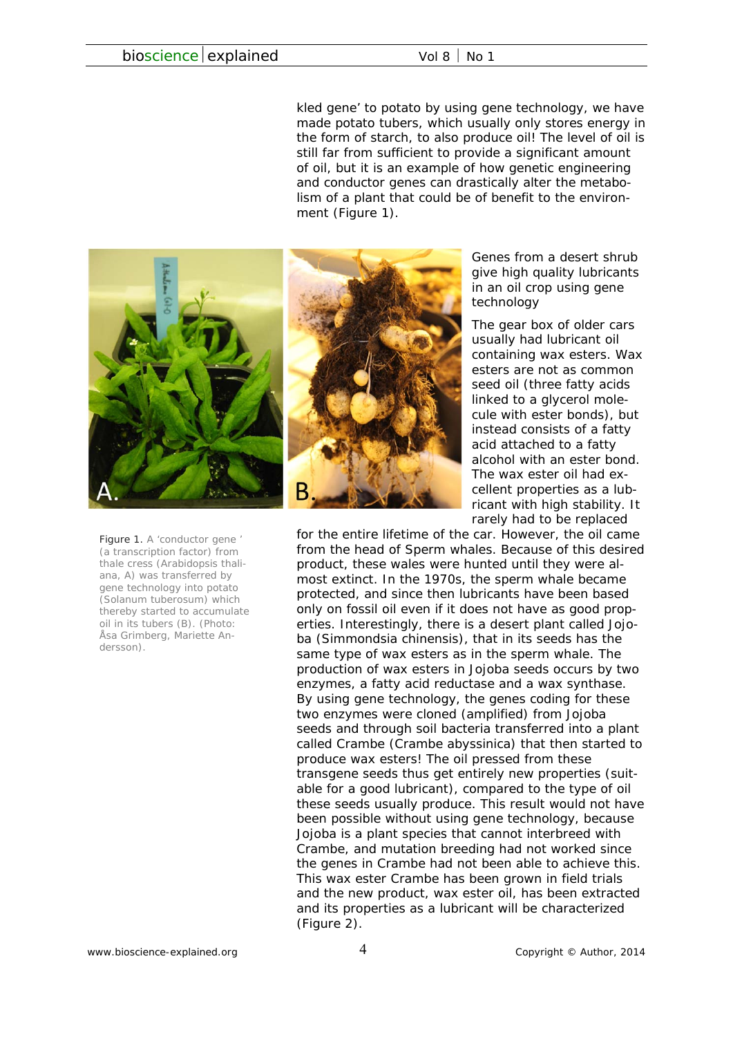kled gene' to potato by using gene technology, we have made potato tubers, which usually only stores energy in the form of starch, to also produce oil! The level of oil is still far from sufficient to provide a significant amount of oil, but it is an example of how genetic engineering and conductor genes can drastically alter the metabolism of a plant that could be of benefit to the environment (Figure 1).

Figure 1. A 'conductor gene' (a transcription factor) from thale cress (Arabidopsis thaliana, A) was transferred by gene technology into potato (Solanum tuberosum) which thereby started to accumulate oil in its tubers (B). (Photo: Åsa Grimberg, Mariette Andersson).

### Genes from a desert shrub give high quality lubricants in an oil crop using gene technology

The gear box of older cars usually had lubricant oil containing wax esters. Wax esters are not as common seed oil (three fatty acids linked to a glycerol molecule with ester bonds), but instead consists of a fatty acid attached to a fatty alcohol with an ester bond. The wax ester oil had excellent properties as a lubricant with high stability. It rarely had to be replaced for the entire lifetime of the car. However, the oil came from the head of Sperm whales. Because of this desired product, these wales were hunted until they were almost extinct. In the 1970s, the sperm whale became protected, and since then lubricants have been based only on fossil oil even if it does not have as good properties. Interestingly, there is a desert plant called Jojoba (Simmondsia chinensis), that in its seeds has the same type of wax esters as in the sperm whale. The production of wax esters in Jojoba seeds occurs by two enzymes, a fatty acid reductase and a wax synthase. By using gene technology, the genes coding for these two enzymes were cloned (amplified) from Jojoba seeds and through soil bacteria transferred into a plant called Crambe (Crambe abyssinica) that then started to produce wax esters! The oil pressed from these transgene seeds thus get entirely new properties (suitable for a good lubricant), compared to the type of oil these seeds usually produce. This result would not have been possible without using gene technology, because Jojoba is a plant species that cannot interbreed with Crambe, and mutation breeding had not worked since the genes in Crambe had not been able to achieve this. This wax ester Crambe has been grown in field trials and the new product, wax ester oil, has been extracted and its properties as a lubricant will be characterized (Figure 2).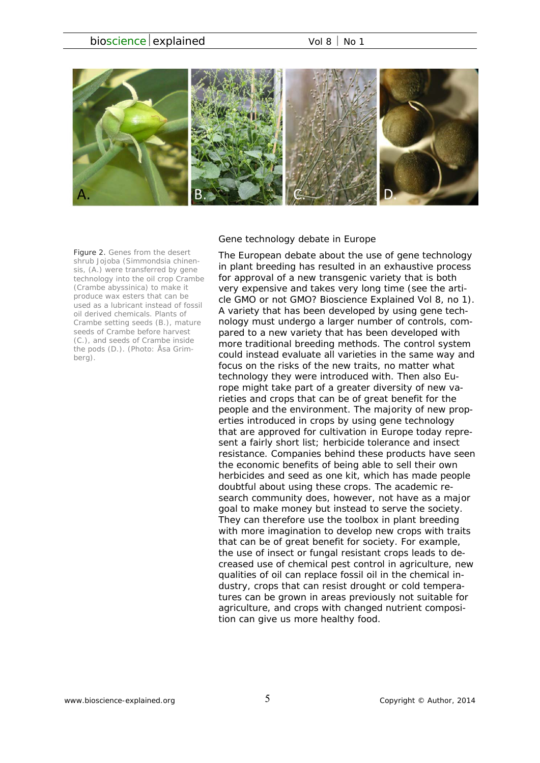Figure 2. Genes from the desert shrub Jojoba (Simmondsia chinensis, (A.) were transferred by gene technology into the oil crop Crambe (Crambe abyssinica) to make it produce wax esters that can be used as a lubricant instead of fossil oil derived chemicals. Plants of Crambe setting seeds (B.), mature seeds of Crambe before harvest (C.), and seeds of Crambe inside the pods (D.). (Photo: Åsa Grimberg).

## Gene technology debate in Europe

The European debate about the use of gene technology in plant breeding has resulted in an exhaustive process for approval of a new transgenic variety that is both very expensive and takes very long time (see the article GMO or not GMO? Bioscience Explained Vol 8, no 1). A variety that has been developed by using gene technology must undergo a larger number of controls, compared to a new variety that has been developed with more traditional breeding methods. The control system could instead evaluate all varieties in the same way and focus on the risks of the new traits, no matter what technology they were introduced with. Then also Europe might take part of a greater diversity of new varieties and crops that can be of great benefit for the people and the environment. The majority of new properties introduced in crops by using gene technology that are approved for cultivation in Europe today represent a fairly short list; herbicide tolerance and insect resistance. Companies behind these products have seen the economic benefits of being able to sell their own herbicides and seed as one kit, which has made people doubtful about using these crops. The academic research community does, however, not have as a major goal to make money but instead to serve the society. They can therefore use the toolbox in plant breeding with more imagination to develop new crops with traits that can be of great benefit for society. For example, the use of insect or fungal resistant crops leads to decreased use of chemical pest control in agriculture, new qualities of oil can replace fossil oil in the chemical industry, crops that can resist drought or cold temperatures can be grown in areas previously not suitable for agriculture, and crops with changed nutrient composition can give us more healthy food.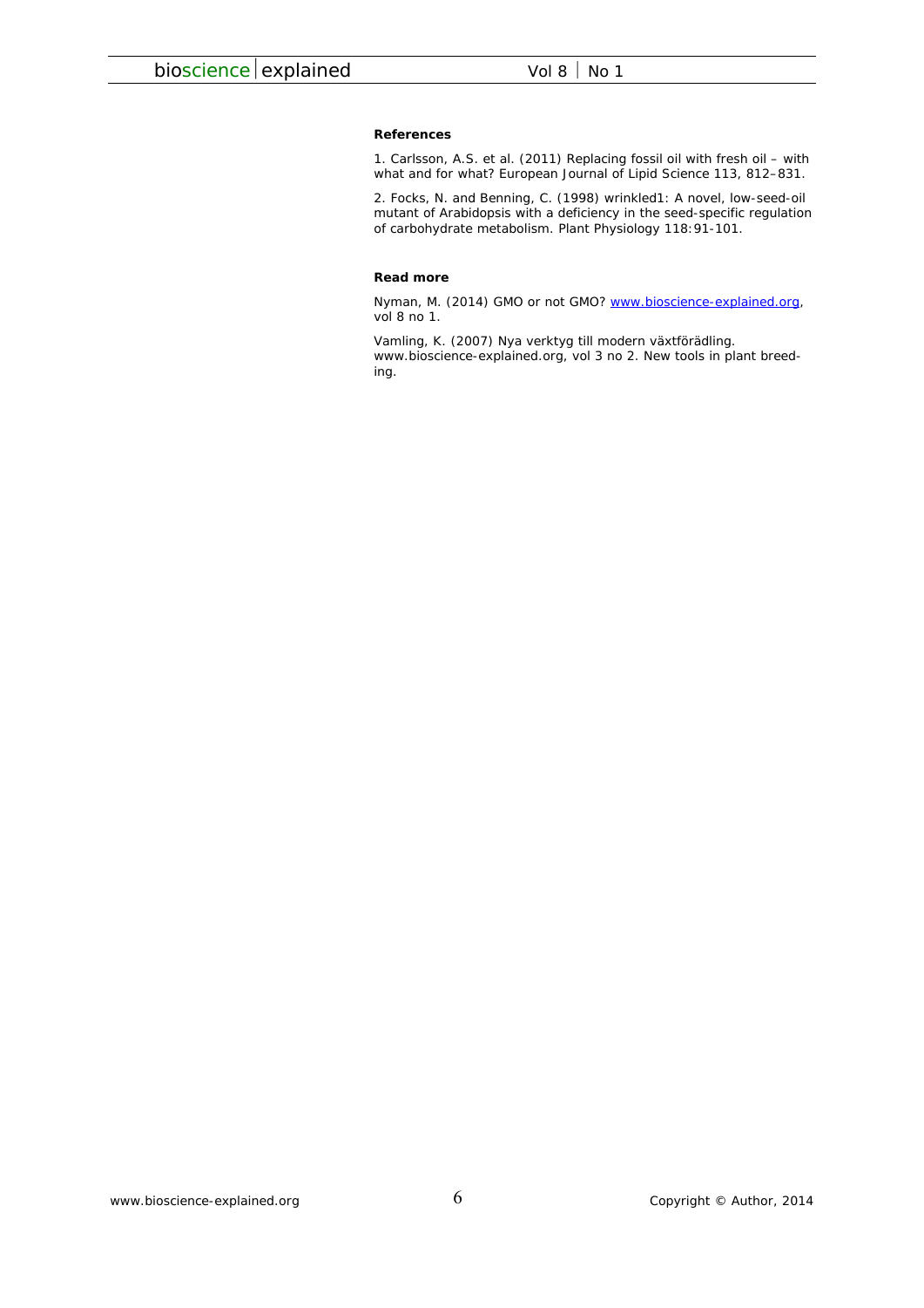**References**

1. Carlsson, A.S. et al. (2011) Replacing fossil oil with fresh oil – with what and for what? European Journal of Lipid Science 113, 812–831.

2. Focks, N. and Benning, C. (1998) wrinkled1: A novel, low-seed-oil mutant of Arabidopsis with a deficiency in the seed-specific regulation of carbohydrate metabolism. Plant Physiology 118:91-101.

**Read more**

Nyman, M. (2014) GMO or not GMO? www.bioscience-explained.org, vol 8 no 1.

Vamling, K. (2007) Nya verktyg till modern växtförädling. www.bioscience-explained.org, vol 3 no 2. New tools in plant breeding.